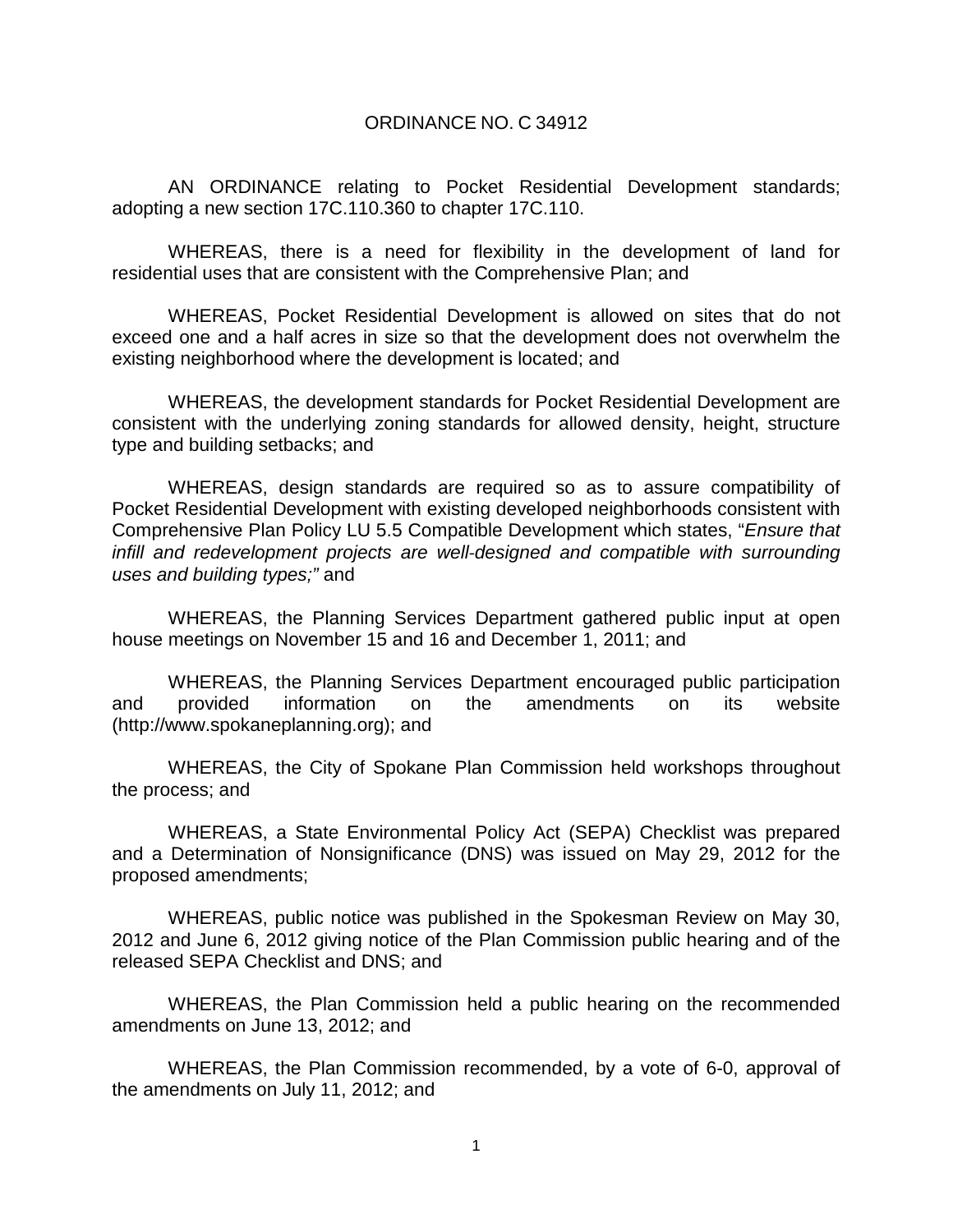# ORDINANCE NO. C 34912

AN ORDINANCE relating to Pocket Residential Development standards; adopting a new section 17C.110.360 to chapter 17C.110.

WHEREAS, there is a need for flexibility in the development of land for residential uses that are consistent with the Comprehensive Plan; and

WHEREAS, Pocket Residential Development is allowed on sites that do not exceed one and a half acres in size so that the development does not overwhelm the existing neighborhood where the development is located; and

WHEREAS, the development standards for Pocket Residential Development are consistent with the underlying zoning standards for allowed density, height, structure type and building setbacks; and

WHEREAS, design standards are required so as to assure compatibility of Pocket Residential Development with existing developed neighborhoods consistent with Comprehensive Plan Policy LU 5.5 Compatible Development which states, "*Ensure that infill and redevelopment projects are well-designed and compatible with surrounding uses and building types;"* and

WHEREAS, the Planning Services Department gathered public input at open house meetings on November 15 and 16 and December 1, 2011; and

WHEREAS, the Planning Services Department encouraged public participation and provided information on the amendments on its website (http://www.spokaneplanning.org); and

WHEREAS, the City of Spokane Plan Commission held workshops throughout the process; and

WHEREAS, a State Environmental Policy Act (SEPA) Checklist was prepared and a Determination of Nonsignificance (DNS) was issued on May 29, 2012 for the proposed amendments;

WHEREAS, public notice was published in the Spokesman Review on May 30, 2012 and June 6, 2012 giving notice of the Plan Commission public hearing and of the released SEPA Checklist and DNS; and

WHEREAS, the Plan Commission held a public hearing on the recommended amendments on June 13, 2012; and

WHEREAS, the Plan Commission recommended, by a vote of 6-0, approval of the amendments on July 11, 2012; and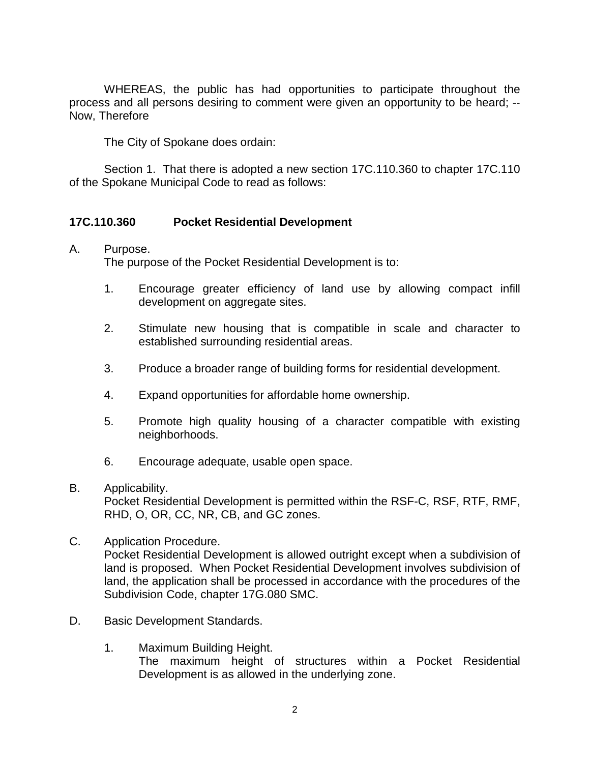WHEREAS, the public has had opportunities to participate throughout the process and all persons desiring to comment were given an opportunity to be heard; -- Now, Therefore

The City of Spokane does ordain:

Section 1. That there is adopted a new section 17C.110.360 to chapter 17C.110 of the Spokane Municipal Code to read as follows:

**17C.110.360 Pocket Residential Development**

A. Purpose.
The purpose of the Pocket Residential Development is to:

1. Encourage greater efficiency of land use by allowing compact infill development on aggregate sites.

2. Stimulate new housing that is compatible in scale and character to established surrounding residential areas.

3. Produce a broader range of building forms for residential development.

4. Expand opportunities for affordable home ownership.

5. Promote high quality housing of a character compatible with existing neighborhoods.

6. Encourage adequate, usable open space.

B. Applicability.
Pocket Residential Development is permitted within the RSF-C, RSF, RTF, RMF, RHD, O, OR, CC, NR, CB, and GC zones.

C. Application Procedure.
Pocket Residential Development is allowed outright except when a subdivision of land is proposed. When Pocket Residential Development involves subdivision of land, the application shall be processed in accordance with the procedures of the Subdivision Code, chapter 17G.080 SMC.

D. Basic Development Standards.

1. Maximum Building Height.
The maximum height of structures within a Pocket Residential Development is as allowed in the underlying zone.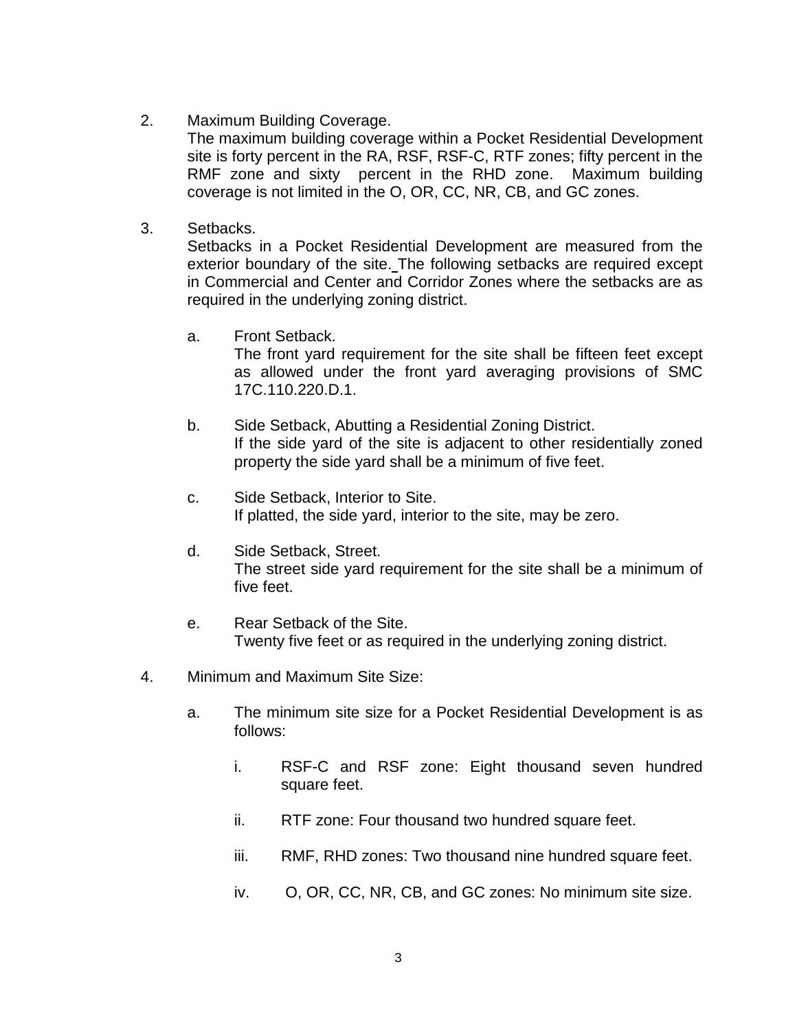2. Maximum Building Coverage.
   The maximum building coverage within a Pocket Residential Development site is forty percent in the RA, RSF, RSF-C, RTF zones; fifty percent in the RMF zone and sixty percent in the RHD zone. Maximum building coverage is not limited in the O, OR, CC, NR, CB, and GC zones.

3. Setbacks.
   Setbacks in a Pocket Residential Development are measured from the exterior boundary of the site. The following setbacks are required except in Commercial and Center and Corridor Zones where the setbacks are as required in the underlying zoning district.

   a. Front Setback.
      The front yard requirement for the site shall be fifteen feet except as allowed under the front yard averaging provisions of SMC 17C.110.220.D.1.

   b. Side Setback, Abutting a Residential Zoning District.
      If the side yard of the site is adjacent to other residentially zoned property the side yard shall be a minimum of five feet.

   c. Side Setback, Interior to Site.
      If platted, the side yard, interior to the site, may be zero.

   d. Side Setback, Street.
      The street side yard requirement for the site shall be a minimum of five feet.

   e. Rear Setback of the Site.
      Twenty five feet or as required in the underlying zoning district.

4. Minimum and Maximum Site Size:

   a. The minimum site size for a Pocket Residential Development is as follows:

      i. RSF-C and RSF zone: Eight thousand seven hundred square feet.

      ii. RTF zone: Four thousand two hundred square feet.

      iii. RMF, RHD zones: Two thousand nine hundred square feet.

      iv. O, OR, CC, NR, CB, and GC zones: No minimum site size.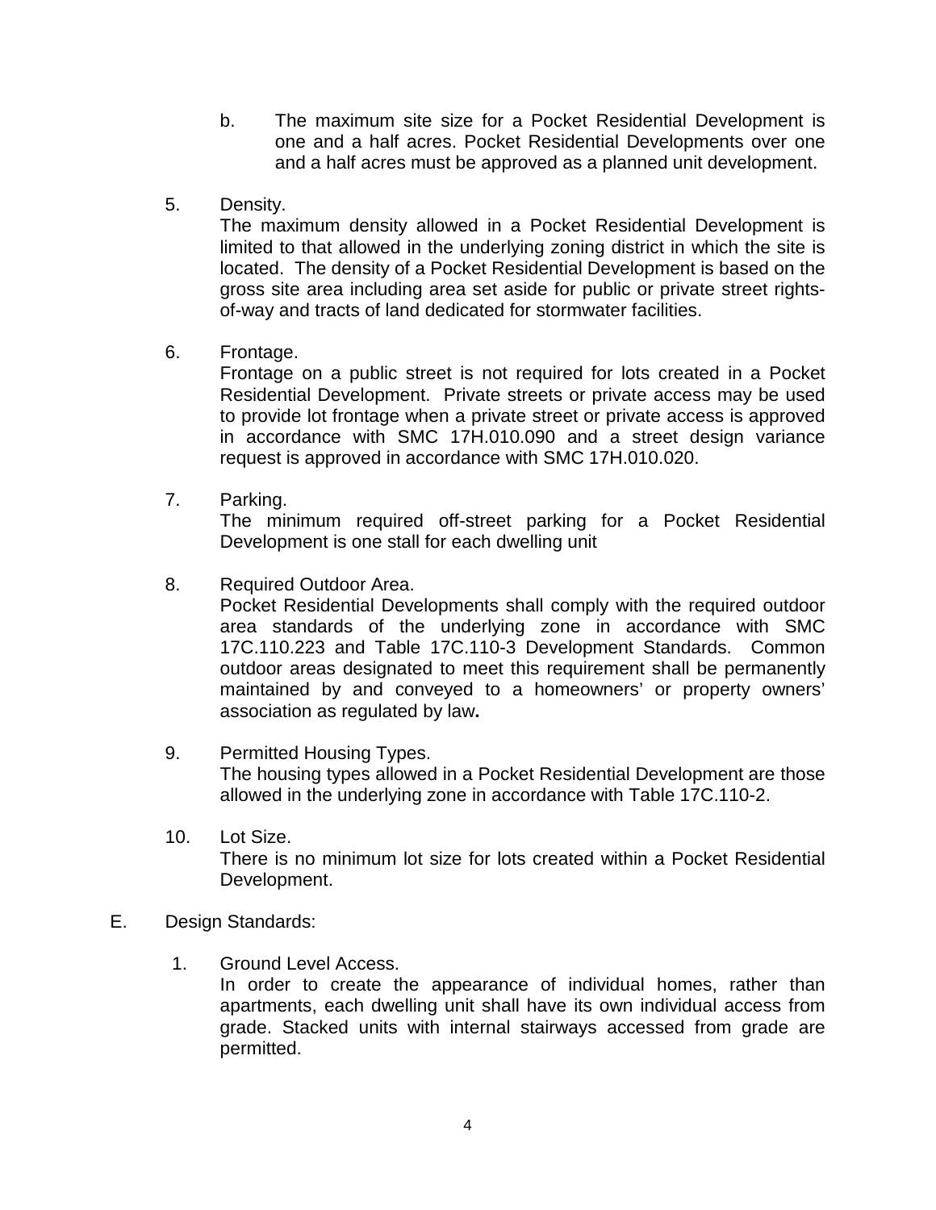b. The maximum site size for a Pocket Residential Development is one and a half acres. Pocket Residential Developments over one and a half acres must be approved as a planned unit development.

5. Density.
   The maximum density allowed in a Pocket Residential Development is limited to that allowed in the underlying zoning district in which the site is located. The density of a Pocket Residential Development is based on the gross site area including area set aside for public or private street rights-of-way and tracts of land dedicated for stormwater facilities.

6. Frontage.
   Frontage on a public street is not required for lots created in a Pocket Residential Development. Private streets or private access may be used to provide lot frontage when a private street or private access is approved in accordance with SMC 17H.010.090 and a street design variance request is approved in accordance with SMC 17H.010.020.

7. Parking.
   The minimum required off-street parking for a Pocket Residential Development is one stall for each dwelling unit

8. Required Outdoor Area.
   Pocket Residential Developments shall comply with the required outdoor area standards of the underlying zone in accordance with SMC 17C.110.223 and Table 17C.110-3 Development Standards. Common outdoor areas designated to meet this requirement shall be permanently maintained by and conveyed to a homeowners' or property owners' association as regulated by law**.**

9. Permitted Housing Types.
   The housing types allowed in a Pocket Residential Development are those allowed in the underlying zone in accordance with Table 17C.110-2.

10. Lot Size.
    There is no minimum lot size for lots created within a Pocket Residential Development.

E. Design Standards:

1. Ground Level Access.
   In order to create the appearance of individual homes, rather than apartments, each dwelling unit shall have its own individual access from grade. Stacked units with internal stairways accessed from grade are permitted.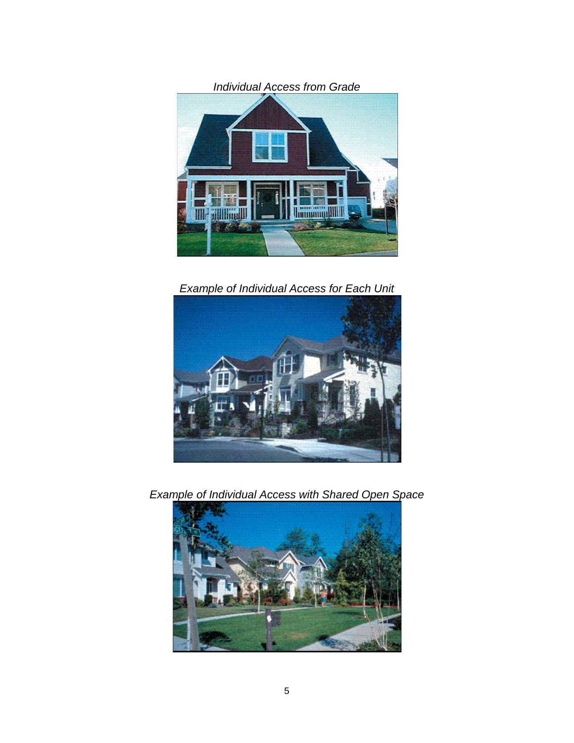*Individual Access from Grade*

*Example of Individual Access for Each Unit*

*Example of Individual Access with Shared Open Space*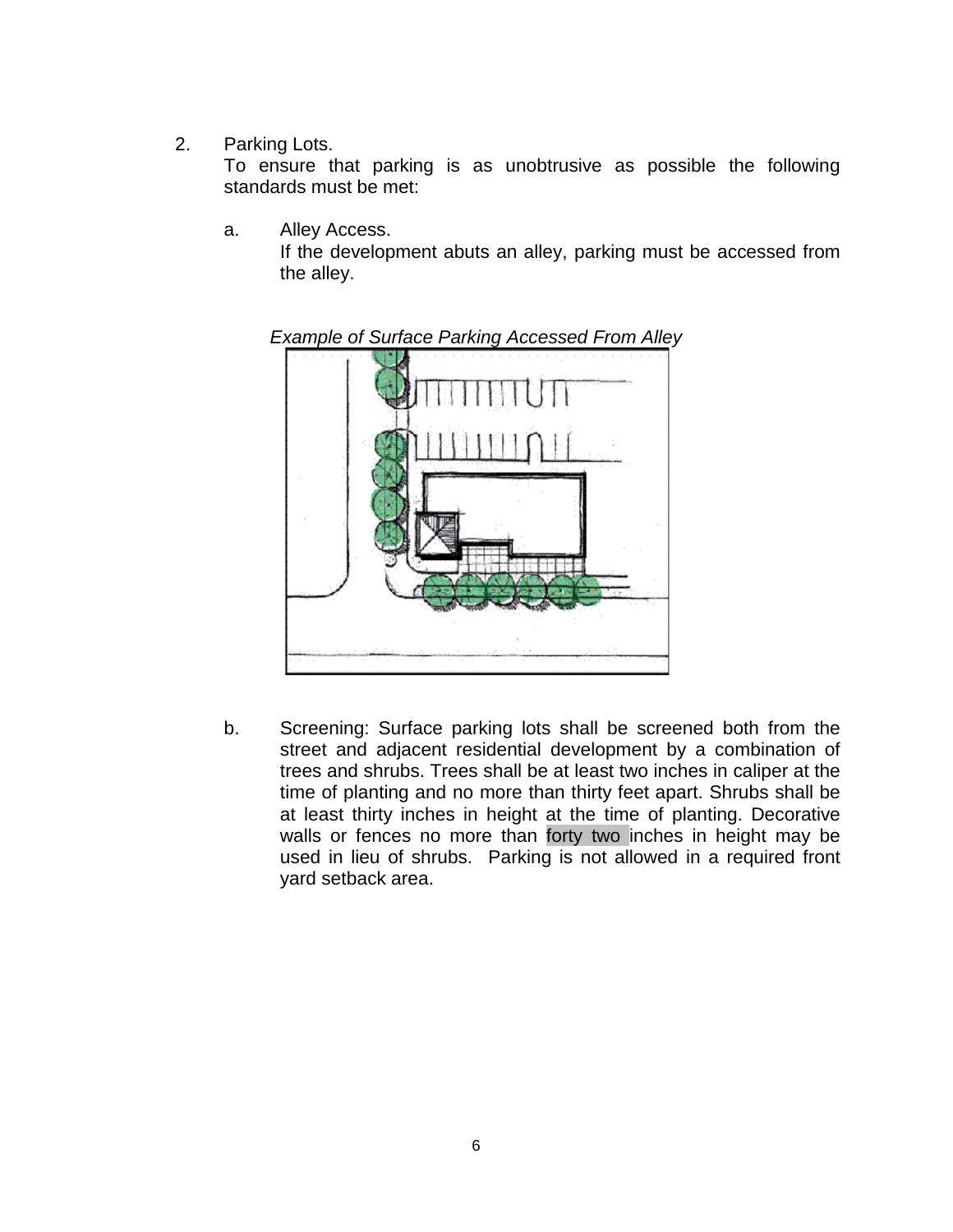2. Parking Lots.
   To ensure that parking is as unobtrusive as possible the following standards must be met:

   a. Alley Access.
      If the development abuts an alley, parking must be accessed from the alley.

*Example of Surface Parking Accessed From Alley*

   b. Screening: Surface parking lots shall be screened both from the street and adjacent residential development by a combination of trees and shrubs. Trees shall be at least two inches in caliper at the time of planting and no more than thirty feet apart. Shrubs shall be at least thirty inches in height at the time of planting. Decorative walls or fences no more than forty two inches in height may be used in lieu of shrubs. Parking is not allowed in a required front yard setback area.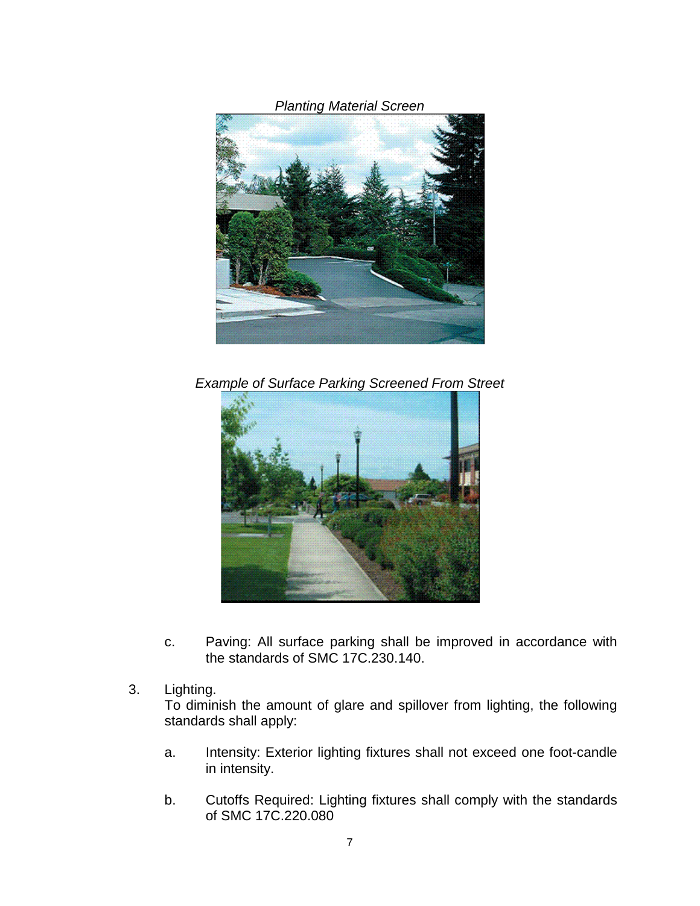*Planting Material Screen*

*Example of Surface Parking Screened From Street*

c. Paving: All surface parking shall be improved in accordance with the standards of SMC 17C.230.140.

3. Lighting.
   To diminish the amount of glare and spillover from lighting, the following standards shall apply:

   a. Intensity: Exterior lighting fixtures shall not exceed one foot-candle in intensity.

   b. Cutoffs Required: Lighting fixtures shall comply with the standards of SMC 17C.220.080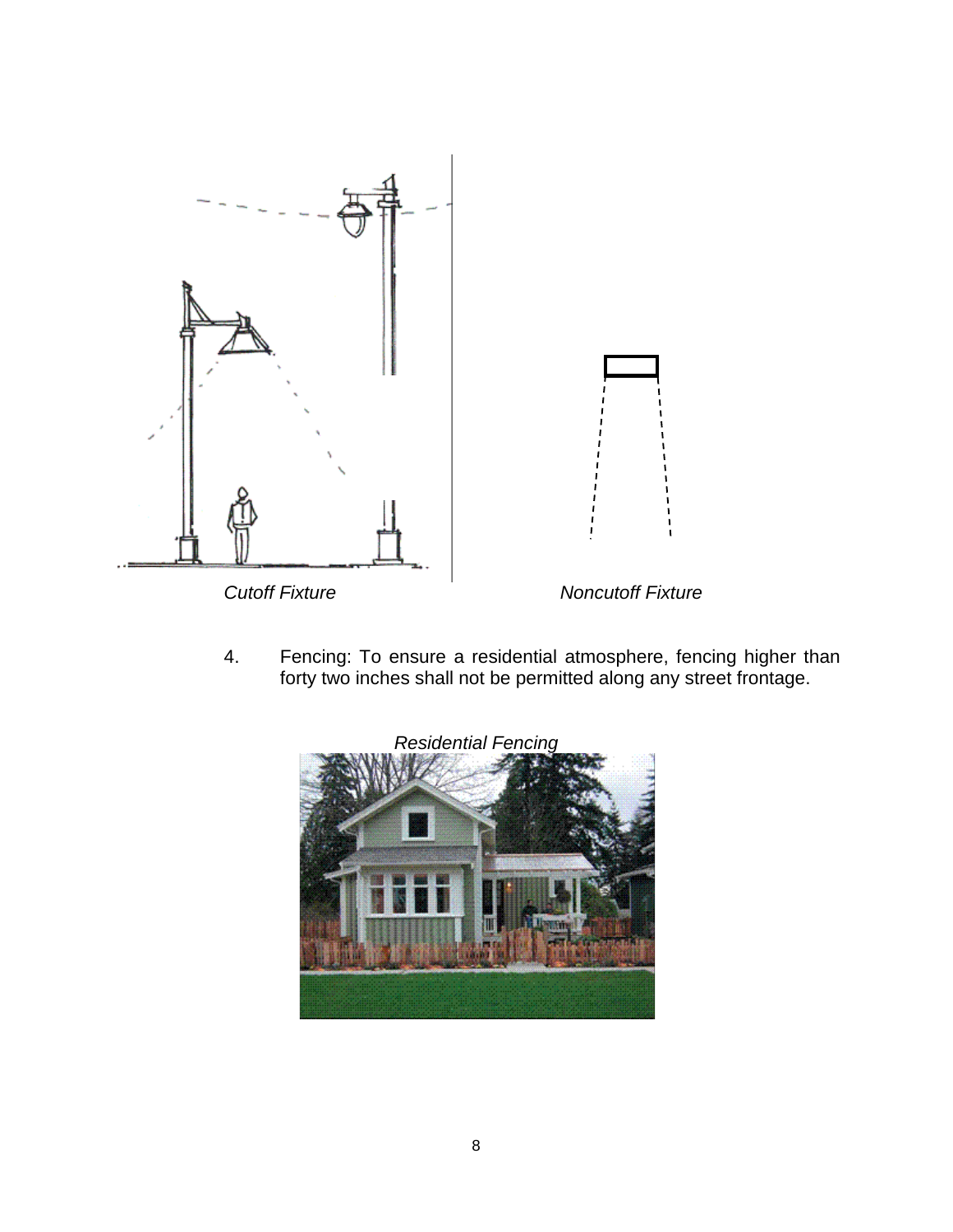*Cutoff Fixture*

*Noncutoff Fixture*

4. Fencing: To ensure a residential atmosphere, fencing higher than forty two inches shall not be permitted along any street frontage.

*Residential Fencing*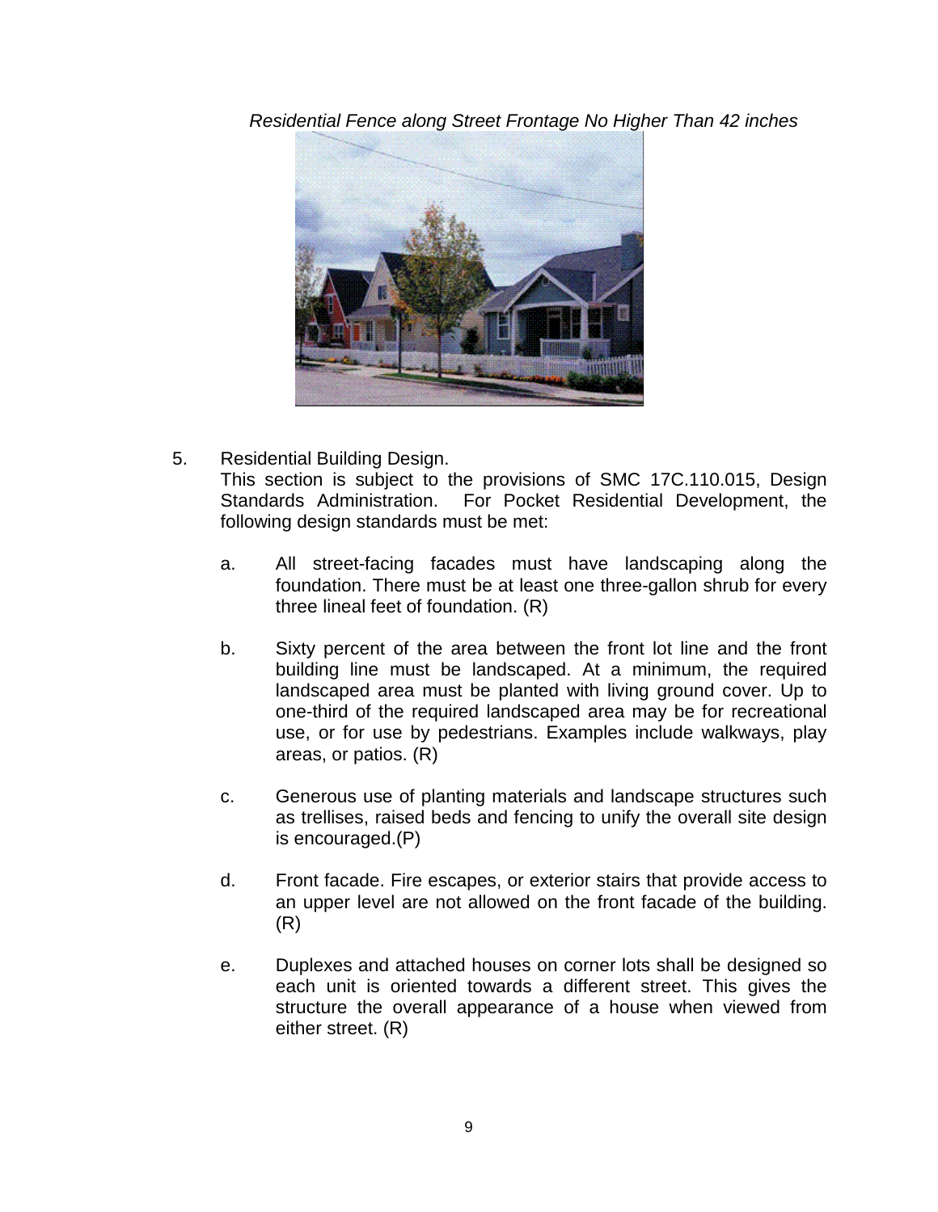*Residential Fence along Street Frontage No Higher Than 42 inches*

5. Residential Building Design.
   This section is subject to the provisions of SMC 17C.110.015, Design Standards Administration. For Pocket Residential Development, the following design standards must be met:

   a. All street-facing facades must have landscaping along the foundation. There must be at least one three-gallon shrub for every three lineal feet of foundation. (R)

   b. Sixty percent of the area between the front lot line and the front building line must be landscaped. At a minimum, the required landscaped area must be planted with living ground cover. Up to one-third of the required landscaped area may be for recreational use, or for use by pedestrians. Examples include walkways, play areas, or patios. (R)

   c. Generous use of planting materials and landscape structures such as trellises, raised beds and fencing to unify the overall site design is encouraged.(P)

   d. Front facade. Fire escapes, or exterior stairs that provide access to an upper level are not allowed on the front facade of the building. (R)

   e. Duplexes and attached houses on corner lots shall be designed so each unit is oriented towards a different street. This gives the structure the overall appearance of a house when viewed from either street. (R)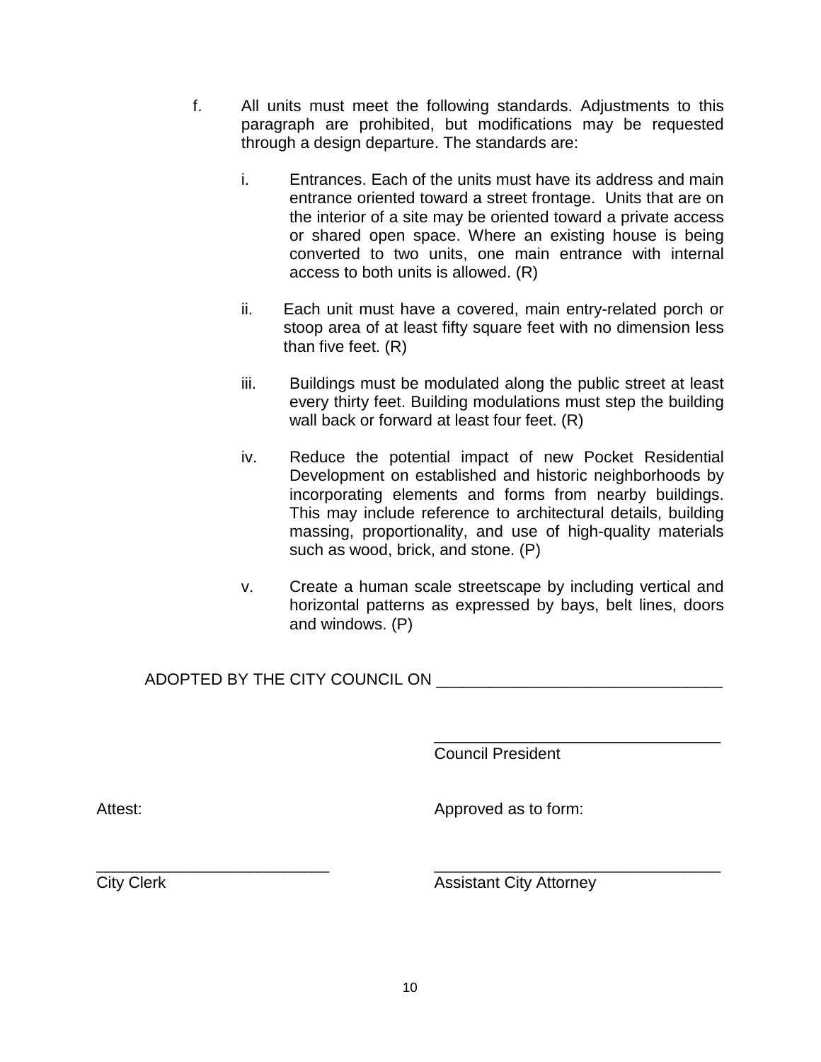f. All units must meet the following standards. Adjustments to this paragraph are prohibited, but modifications may be requested through a design departure. The standards are:

   i. Entrances. Each of the units must have its address and main entrance oriented toward a street frontage. Units that are on the interior of a site may be oriented toward a private access or shared open space. Where an existing house is being converted to two units, one main entrance with internal access to both units is allowed. (R)

   ii. Each unit must have a covered, main entry-related porch or stoop area of at least fifty square feet with no dimension less than five feet. (R)

   iii. Buildings must be modulated along the public street at least every thirty feet. Building modulations must step the building wall back or forward at least four feet. (R)

   iv. Reduce the potential impact of new Pocket Residential Development on established and historic neighborhoods by incorporating elements and forms from nearby buildings. This may include reference to architectural details, building massing, proportionality, and use of high-quality materials such as wood, brick, and stone. (P)

   v. Create a human scale streetscape by including vertical and horizontal patterns as expressed by bays, belt lines, doors and windows. (P)

ADOPTED BY THE CITY COUNCIL ON ________________________________

________________________________
Council President

Attest:

__________________________
City Clerk

Approved as to form:

________________________________
Assistant City Attorney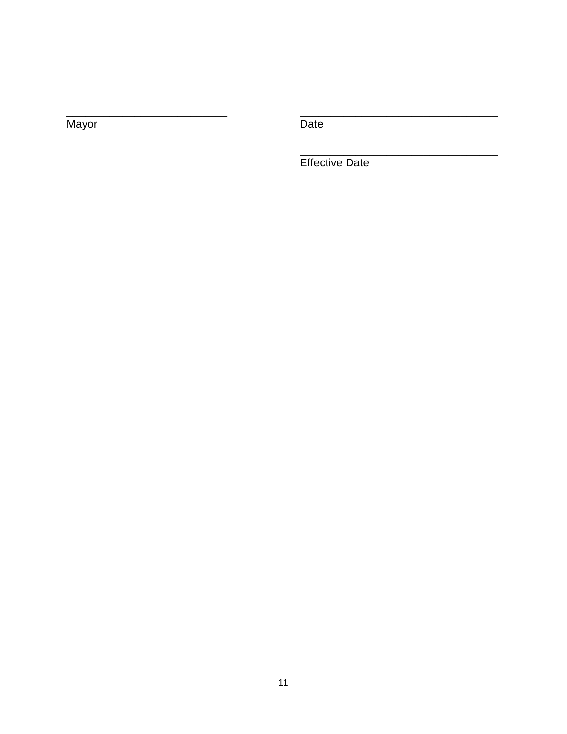___________________________ 
Mayor

_________________________________ 
Date

_________________________________ 
Effective Date